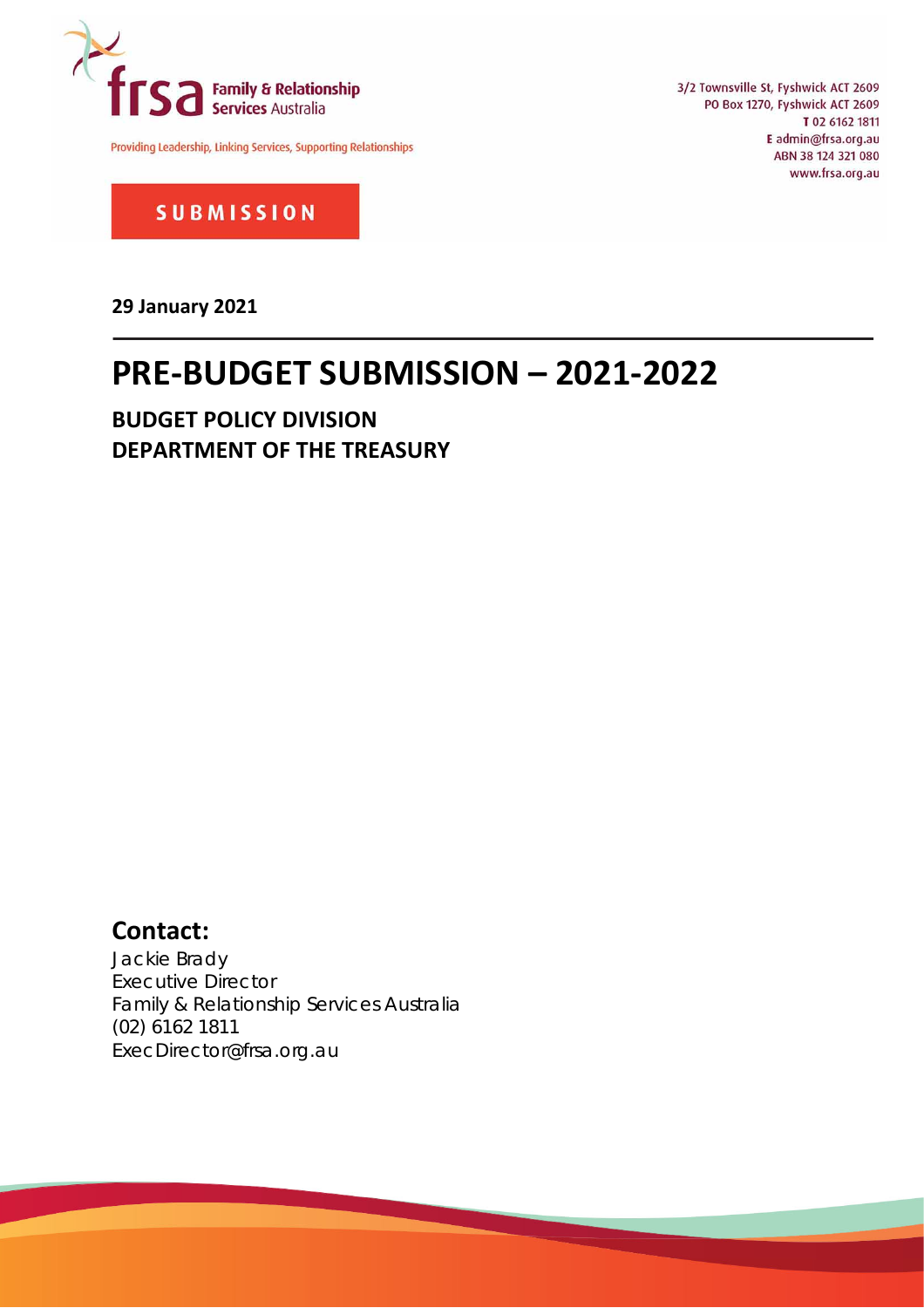**frsa** Family & Relationship Services Australia

Providing Leadership, Linking Services, Supporting Relationships

3/2 Townsville St, Fyshwick ACT 2609
PO Box 1270, Fyshwick ACT 2609
T 02 6162 1811
E admin@frsa.org.au
ABN 38 124 321 080
www.frsa.org.au

**SUBMISSION**

**29 January 2021**

# PRE-BUDGET SUBMISSION – 2021-2022

## BUDGET POLICY DIVISION
## DEPARTMENT OF THE TREASURY

## Contact:

Jackie Brady
Executive Director
Family & Relationship Services Australia
(02) 6162 1811
ExecDirector@frsa.org.au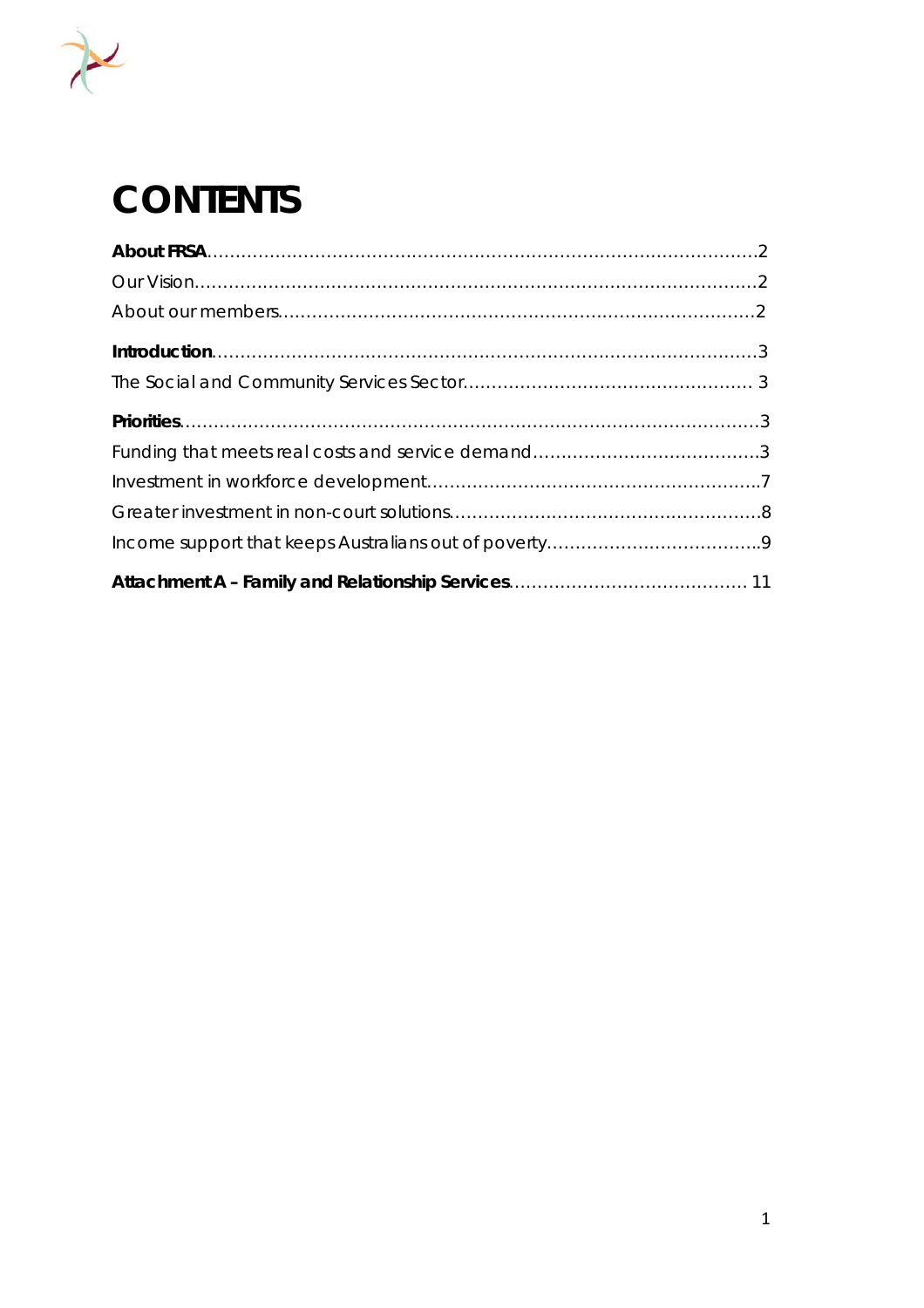# CONTENTS

**About FRSA**..................................................................................................2

Our Vision..................................................................................................2

About our members..................................................................................2

**Introduction**..................................................................................................3

The Social and Community Services Sector.................................................... 3

**Priorities**..................................................................................................3

Funding that meets real costs and service demand.........................................3

Investment in workforce development..........................................................7

Greater investment in non-court solutions.......................................................8

Income support that keeps Australians out of poverty......................................9

**Attachment A – Family and Relationship Services**.......................................... 11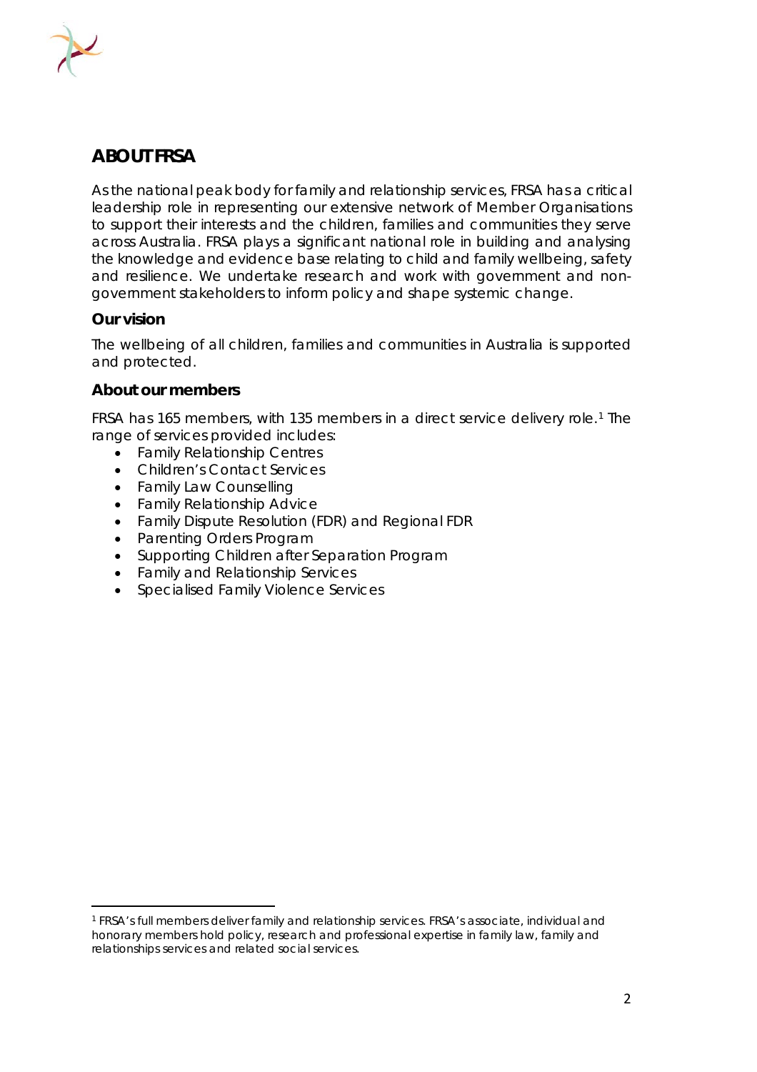## ABOUT FRSA

As the national peak body for family and relationship services, FRSA has a critical leadership role in representing our extensive network of Member Organisations to support their interests and the children, families and communities they serve across Australia. FRSA plays a significant national role in building and analysing the knowledge and evidence base relating to child and family wellbeing, safety and resilience. We undertake research and work with government and non-government stakeholders to inform policy and shape systemic change.

### Our vision

The wellbeing of all children, families and communities in Australia is supported and protected.

### About our members

FRSA has 165 members, with 135 members in a direct service delivery role.[1] The range of services provided includes:

- Family Relationship Centres
- Children's Contact Services
- Family Law Counselling
- Family Relationship Advice
- Family Dispute Resolution (FDR) and Regional FDR
- Parenting Orders Program
- Supporting Children after Separation Program
- Family and Relationship Services
- Specialised Family Violence Services

[1] FRSA's full members deliver family and relationship services. FRSA's associate, individual and honorary members hold policy, research and professional expertise in family law, family and relationships services and related social services.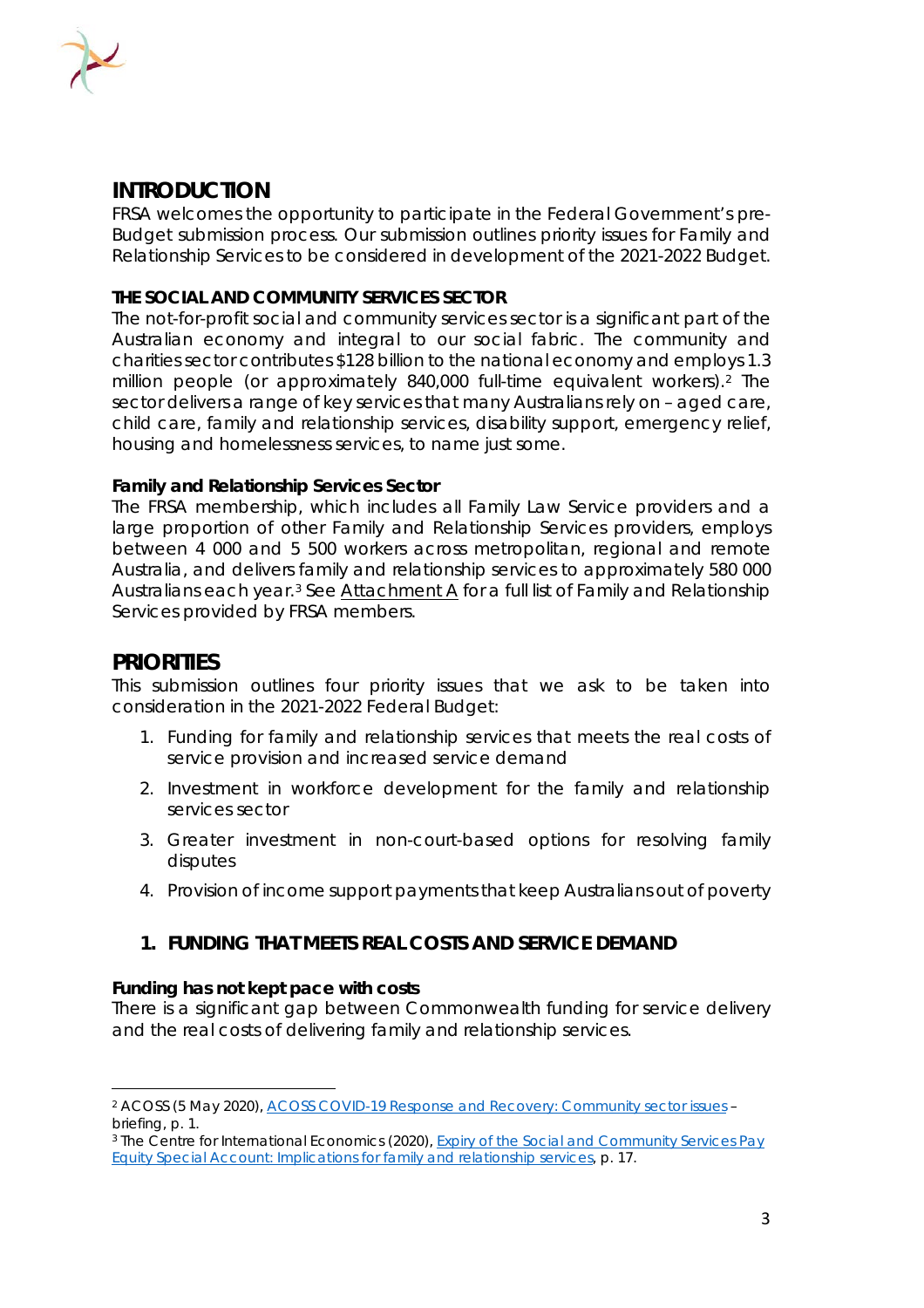## INTRODUCTION

FRSA welcomes the opportunity to participate in the Federal Government's pre-Budget submission process. Our submission outlines priority issues for Family and Relationship Services to be considered in development of the 2021-2022 Budget.

### THE SOCIAL AND COMMUNITY SERVICES SECTOR

The not-for-profit social and community services sector is a significant part of the Australian economy and integral to our social fabric. The community and charities sector contributes $128 billion to the national economy and employs 1.3 million people (or approximately 840,000 full-time equivalent workers).[2] The sector delivers a range of key services that many Australians rely on – aged care, child care, family and relationship services, disability support, emergency relief, housing and homelessness services, to name just some.

### Family and Relationship Services Sector

The FRSA membership, which includes all Family Law Service providers and a large proportion of other Family and Relationship Services providers, employs between 4 000 and 5 500 workers across metropolitan, regional and remote Australia, and delivers family and relationship services to approximately 580 000 Australians each year.[3] See Attachment A for a full list of Family and Relationship Services provided by FRSA members.

## PRIORITIES

This submission outlines four priority issues that we ask to be taken into consideration in the 2021-2022 Federal Budget:

1. Funding for family and relationship services that meets the real costs of service provision and increased service demand
2. Investment in workforce development for the family and relationship services sector
3. Greater investment in non-court-based options for resolving family disputes
4. Provision of income support payments that keep Australians out of poverty

### 1. FUNDING THAT MEETS REAL COSTS AND SERVICE DEMAND

**Funding has not kept pace with costs**

There is a significant gap between Commonwealth funding for service delivery and the real costs of delivering family and relationship services.

---

[2] ACOSS (5 May 2020), ACOSS COVID-19 Response and Recovery: Community sector issues – briefing, p. 1.

[3] The Centre for International Economics (2020), Expiry of the Social and Community Services Pay Equity Special Account: Implications for family and relationship services, p. 17.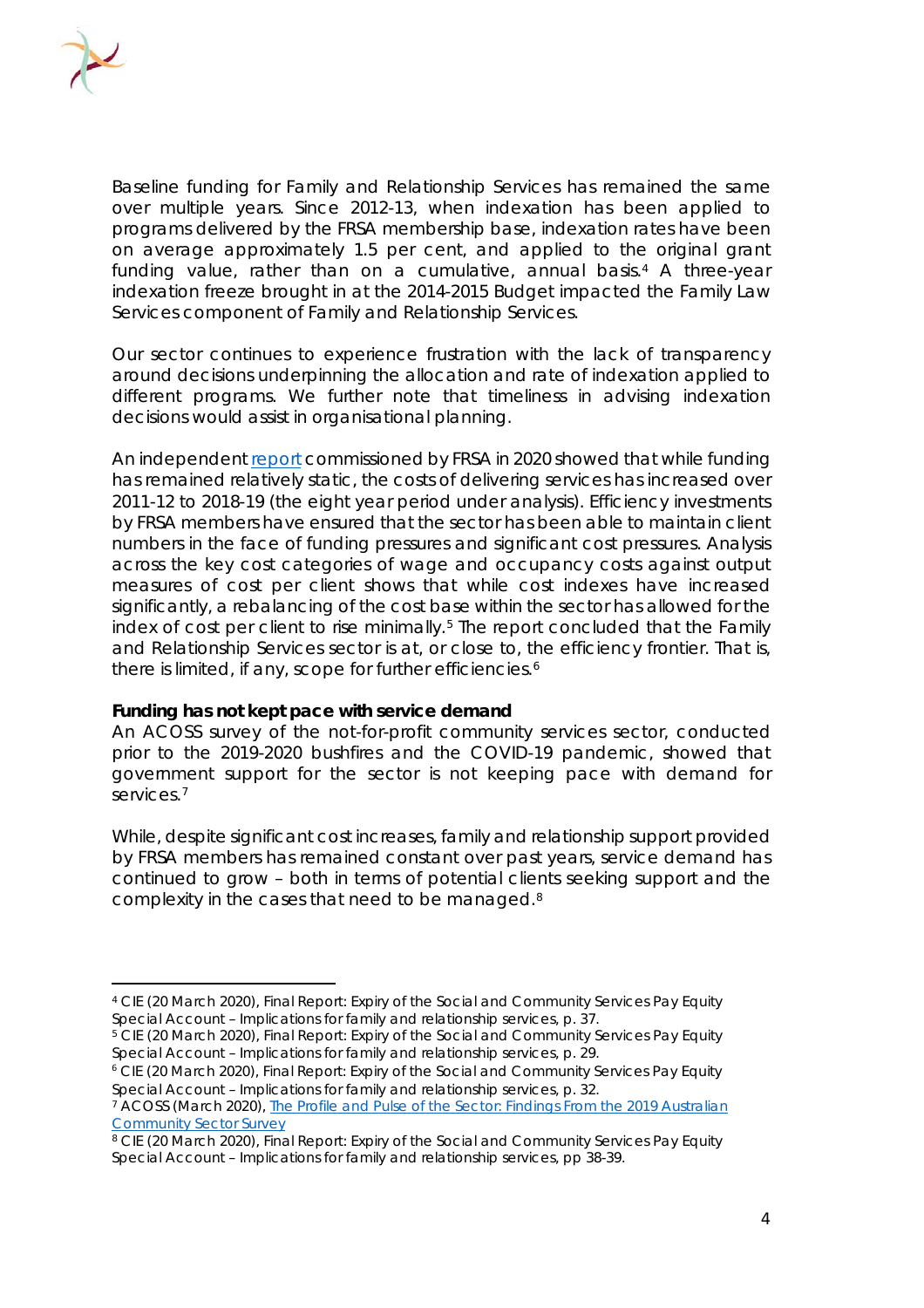Baseline funding for Family and Relationship Services has remained the same over multiple years. Since 2012-13, when indexation has been applied to programs delivered by the FRSA membership base, indexation rates have been on average approximately 1.5 per cent, and applied to the original grant funding value, rather than on a cumulative, annual basis.[4] A three-year indexation freeze brought in at the 2014-2015 Budget impacted the Family Law Services component of Family and Relationship Services.

Our sector continues to experience frustration with the lack of transparency around decisions underpinning the allocation and rate of indexation applied to different programs. We further note that timeliness in advising indexation decisions would assist in organisational planning.

An independent [report](report) commissioned by FRSA in 2020 showed that while funding has remained relatively static, the costs of delivering services has increased over 2011-12 to 2018-19 (the eight year period under analysis). Efficiency investments by FRSA members have ensured that the sector has been able to maintain client numbers in the face of funding pressures and significant cost pressures. Analysis across the key cost categories of wage and occupancy costs against output measures of cost per client shows that while cost indexes have increased significantly, a rebalancing of the cost base within the sector has allowed for the index of cost per client to rise minimally.[5] The report concluded that the Family and Relationship Services sector is at, or close to, the efficiency frontier. That is, there is limited, if any, scope for further efficiencies.[6]

**Funding has not kept pace with service demand**

An ACOSS survey of the not-for-profit community services sector, conducted prior to the 2019-2020 bushfires and the COVID-19 pandemic, showed that government support for the sector is not keeping pace with demand for services.[7]

While, despite significant cost increases, family and relationship support provided by FRSA members has remained constant over past years, service demand has continued to grow – both in terms of potential clients seeking support and the complexity in the cases that need to be managed.[8]

---

[4] CIE (20 March 2020), Final Report: Expiry of the Social and Community Services Pay Equity Special Account – Implications for family and relationship services, p. 37.

[5] CIE (20 March 2020), Final Report: Expiry of the Social and Community Services Pay Equity Special Account – Implications for family and relationship services, p. 29.

[6] CIE (20 March 2020), Final Report: Expiry of the Social and Community Services Pay Equity Special Account – Implications for family and relationship services, p. 32.

[7] ACOSS (March 2020), The Profile and Pulse of the Sector: Findings From the 2019 Australian Community Sector Survey

[8] CIE (20 March 2020), Final Report: Expiry of the Social and Community Services Pay Equity Special Account – Implications for family and relationship services, pp 38-39.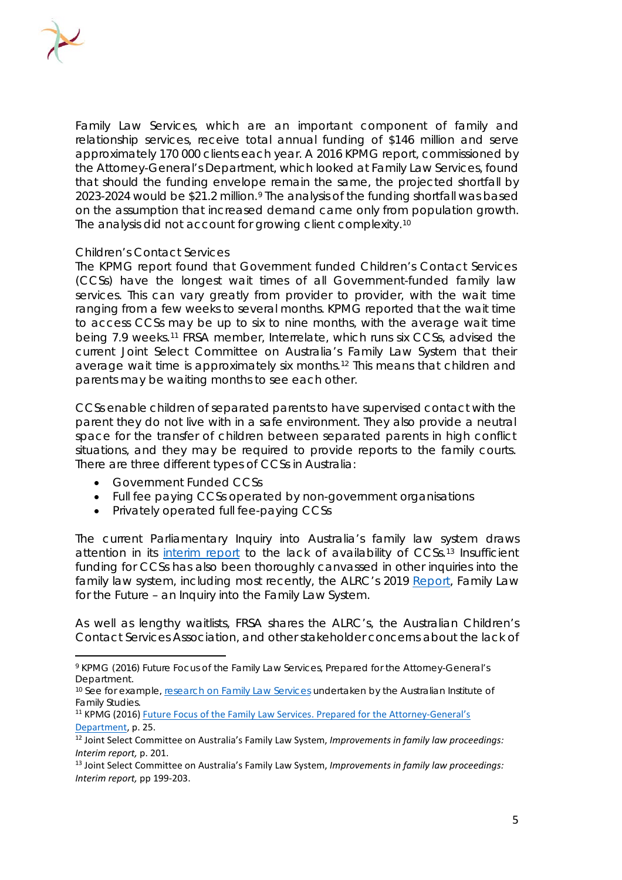Family Law Services, which are an important component of family and relationship services, receive total annual funding of $146 million and serve approximately 170 000 clients each year. A 2016 KPMG report, commissioned by the Attorney-General's Department, which looked at Family Law Services, found that should the funding envelope remain the same, the projected shortfall by 2023-2024 would be $21.2 million.[9] The analysis of the funding shortfall was based on the assumption that increased demand came only from population growth. The analysis did not account for growing client complexity.[10]

Children's Contact Services

The KPMG report found that Government funded Children's Contact Services (CCSs) have the longest wait times of all Government-funded family law services. This can vary greatly from provider to provider, with the wait time ranging from a few weeks to several months. KPMG reported that the wait time to access CCSs may be up to six to nine months, with the average wait time being 7.9 weeks.[11] FRSA member, Interrelate, which runs six CCSs, advised the current Joint Select Committee on Australia's Family Law System that their average wait time is approximately six months.[12] This means that children and parents may be waiting months to see each other.

CCSs enable children of separated parents to have supervised contact with the parent they do not live with in a safe environment. They also provide a neutral space for the transfer of children between separated parents in high conflict situations, and they may be required to provide reports to the family courts. There are three different types of CCSs in Australia:

- Government Funded CCSs
- Full fee paying CCSs operated by non-government organisations
- Privately operated full fee-paying CCSs

The current Parliamentary Inquiry into Australia's family law system draws attention in its interim report to the lack of availability of CCSs.[13] Insufficient funding for CCSs has also been thoroughly canvassed in other inquiries into the family law system, including most recently, the ALRC's 2019 Report, Family Law for the Future – an Inquiry into the Family Law System.

As well as lengthy waitlists, FRSA shares the ALRC's, the Australian Children's Contact Services Association, and other stakeholder concerns about the lack of

---

[9] KPMG (2016) Future Focus of the Family Law Services, Prepared for the Attorney-General's Department.

[10] See for example, research on Family Law Services undertaken by the Australian Institute of Family Studies.

[11] KPMG (2016) Future Focus of the Family Law Services. Prepared for the Attorney-General's Department, p. 25.

[12] Joint Select Committee on Australia's Family Law System, *Improvements in family law proceedings: Interim report,* p. 201.

[13] Joint Select Committee on Australia's Family Law System, *Improvements in family law proceedings: Interim report,* pp 199-203.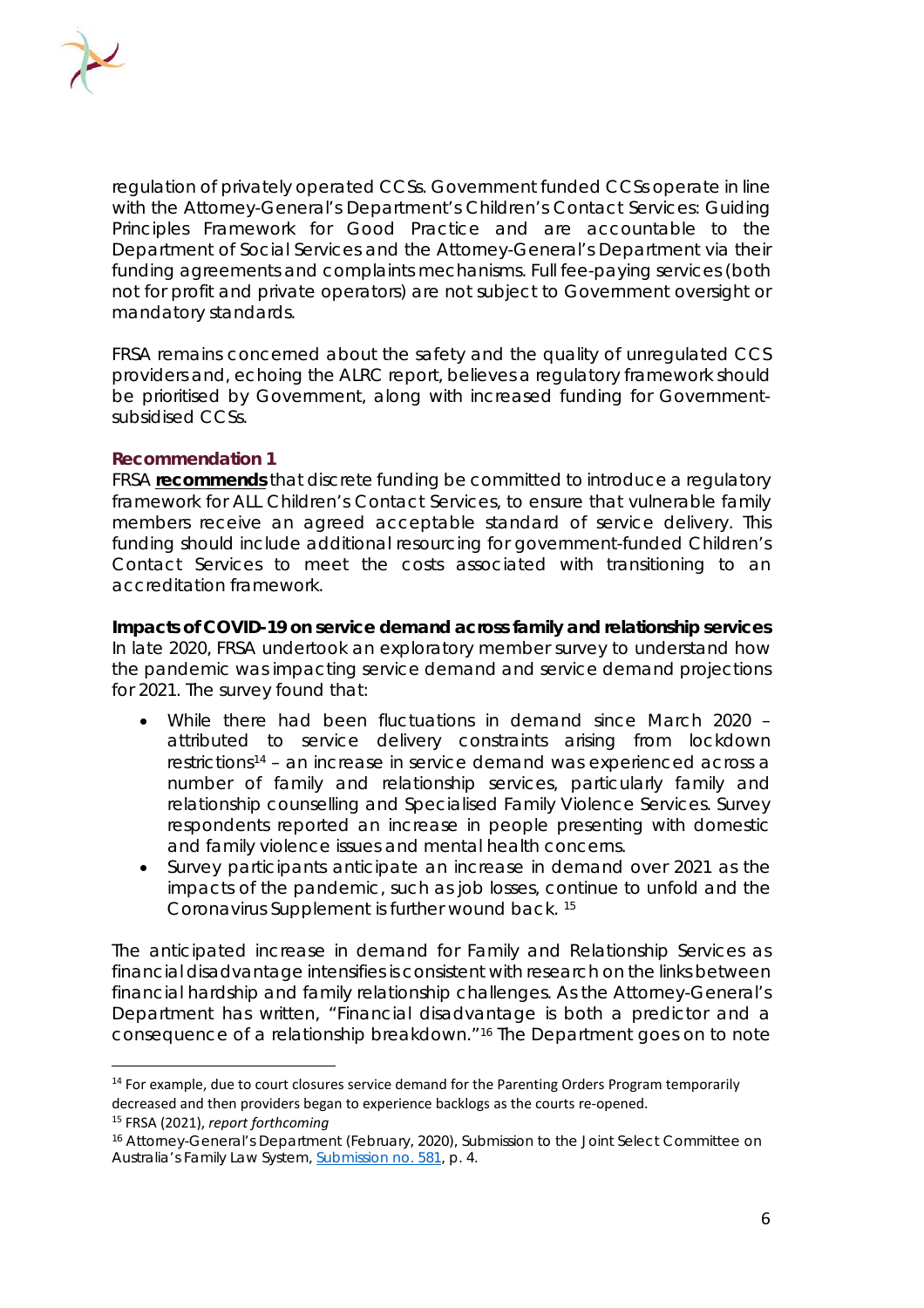regulation of privately operated CCSs. Government funded CCSs operate in line with the Attorney-General's Department's Children's Contact Services: Guiding Principles Framework for Good Practice and are accountable to the Department of Social Services and the Attorney-General's Department via their funding agreements and complaints mechanisms. Full fee-paying services (both not for profit and private operators) are not subject to Government oversight or mandatory standards.

FRSA remains concerned about the safety and the quality of unregulated CCS providers and, echoing the ALRC report, believes a regulatory framework should be prioritised by Government, along with increased funding for Government-subsidised CCSs.

**Recommendation 1**

FRSA **recommends** that discrete funding be committed to introduce a regulatory framework for ALL Children's Contact Services, to ensure that vulnerable family members receive an agreed acceptable standard of service delivery. This funding should include additional resourcing for government-funded Children's Contact Services to meet the costs associated with transitioning to an accreditation framework.

**Impacts of COVID-19 on service demand across family and relationship services**

In late 2020, FRSA undertook an exploratory member survey to understand how the pandemic was impacting service demand and service demand projections for 2021. The survey found that:

- While there had been fluctuations in demand since March 2020 – attributed to service delivery constraints arising from lockdown restrictions[14] – an increase in service demand was experienced across a number of family and relationship services, particularly family and relationship counselling and Specialised Family Violence Services. Survey respondents reported an increase in people presenting with domestic and family violence issues and mental health concerns.
- Survey participants anticipate an increase in demand over 2021 as the impacts of the pandemic, such as job losses, continue to unfold and the Coronavirus Supplement is further wound back. [15]

The anticipated increase in demand for Family and Relationship Services as financial disadvantage intensifies is consistent with research on the links between financial hardship and family relationship challenges. As the Attorney-General's Department has written, "Financial disadvantage is both a predictor and a consequence of a relationship breakdown."[16] The Department goes on to note

---

[14] For example, due to court closures service demand for the Parenting Orders Program temporarily decreased and then providers began to experience backlogs as the courts re-opened.

[15] FRSA (2021), *report forthcoming*

[16] Attorney-General's Department (February, 2020), Submission to the Joint Select Committee on Australia's Family Law System, Submission no. 581, p. 4.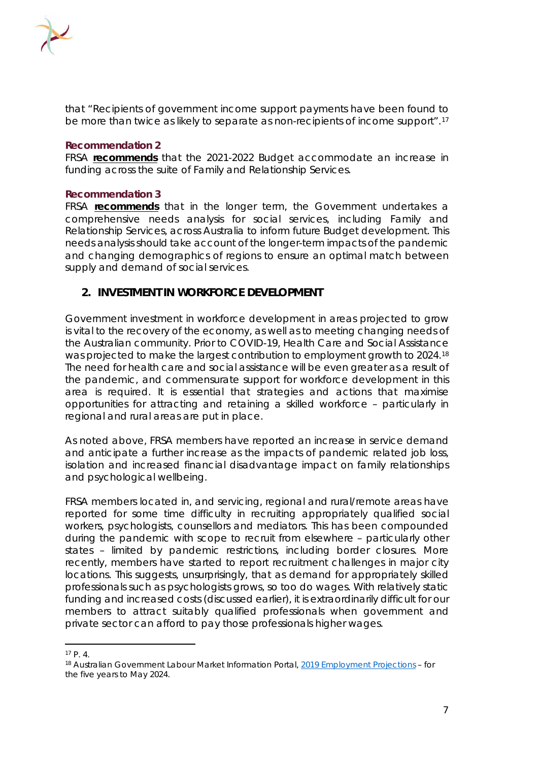that "Recipients of government income support payments have been found to be more than twice as likely to separate as non-recipients of income support".[17]

**Recommendation 2**

FRSA **recommends** that the 2021-2022 Budget accommodate an increase in funding across the suite of Family and Relationship Services.

**Recommendation 3**

FRSA **recommends** that in the longer term, the Government undertakes a comprehensive needs analysis for social services, including Family and Relationship Services, across Australia to inform future Budget development. This needs analysis should take account of the longer-term impacts of the pandemic and changing demographics of regions to ensure an optimal match between supply and demand of social services.

## 2. INVESTMENT IN WORKFORCE DEVELOPMENT

Government investment in workforce development in areas projected to grow is vital to the recovery of the economy, as well as to meeting changing needs of the Australian community. Prior to COVID-19, Health Care and Social Assistance was projected to make the largest contribution to employment growth to 2024.[18] The need for health care and social assistance will be even greater as a result of the pandemic, and commensurate support for workforce development in this area is required. It is essential that strategies and actions that maximise opportunities for attracting and retaining a skilled workforce – particularly in regional and rural areas are put in place.

As noted above, FRSA members have reported an increase in service demand and anticipate a further increase as the impacts of pandemic related job loss, isolation and increased financial disadvantage impact on family relationships and psychological wellbeing.

FRSA members located in, and servicing, regional and rural/remote areas have reported for some time difficulty in recruiting appropriately qualified social workers, psychologists, counsellors and mediators. This has been compounded during the pandemic with scope to recruit from elsewhere – particularly other states – limited by pandemic restrictions, including border closures. More recently, members have started to report recruitment challenges in major city locations. This suggests, unsurprisingly, that as demand for appropriately skilled professionals such as psychologists grows, so too do wages. With relatively static funding and increased costs (discussed earlier), it is extraordinarily difficult for our members to attract suitably qualified professionals when government and private sector can afford to pay those professionals higher wages.

---

[17] P. 4.

[18] Australian Government Labour Market Information Portal, 2019 Employment Projections – for the five years to May 2024.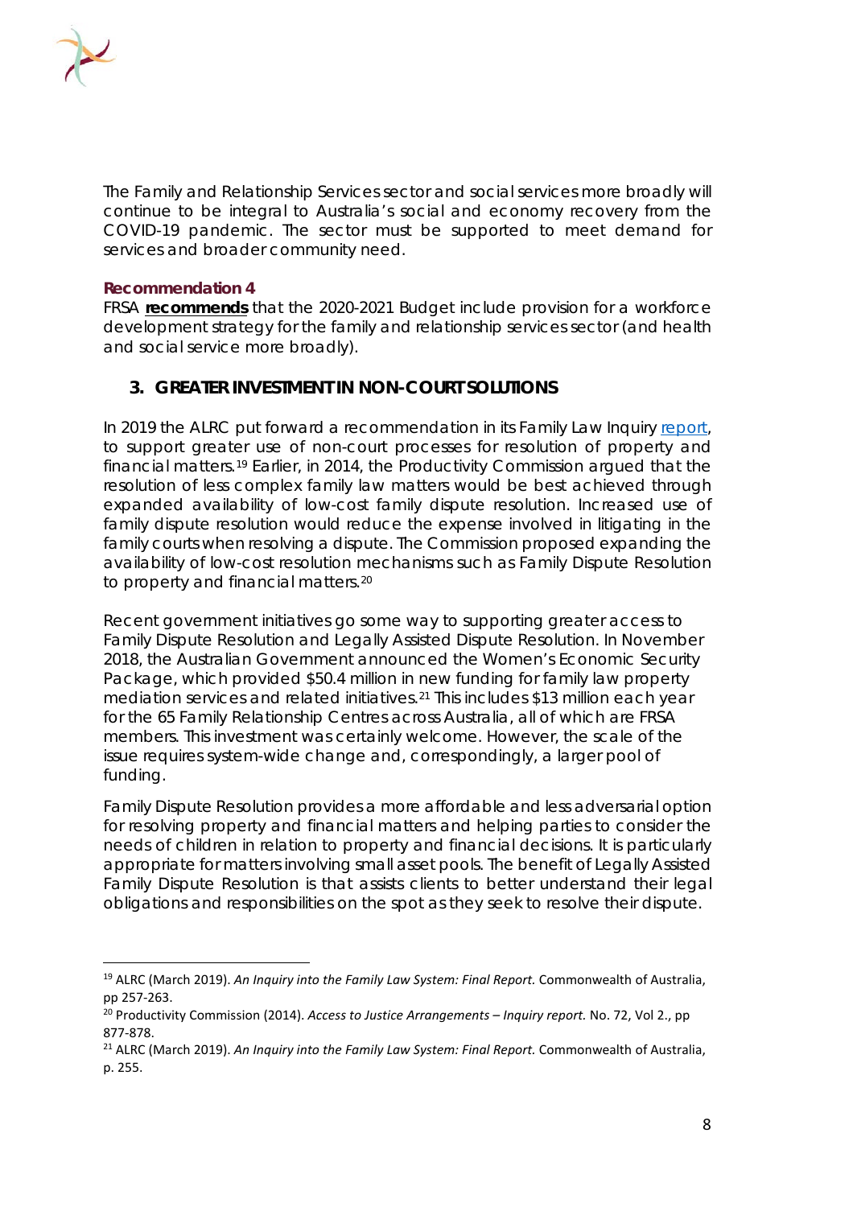The Family and Relationship Services sector and social services more broadly will continue to be integral to Australia's social and economy recovery from the COVID-19 pandemic. The sector must be supported to meet demand for services and broader community need.

**Recommendation 4**

FRSA **recommends** that the 2020-2021 Budget include provision for a workforce development strategy for the family and relationship services sector (and health and social service more broadly).

## 3. GREATER INVESTMENT IN NON-COURT SOLUTIONS

In 2019 the ALRC put forward a recommendation in its Family Law Inquiry report, to support greater use of non-court processes for resolution of property and financial matters.[19] Earlier, in 2014, the Productivity Commission argued that the resolution of less complex family law matters would be best achieved through expanded availability of low-cost family dispute resolution. Increased use of family dispute resolution would reduce the expense involved in litigating in the family courts when resolving a dispute. The Commission proposed expanding the availability of low-cost resolution mechanisms such as Family Dispute Resolution to property and financial matters.[20]

Recent government initiatives go some way to supporting greater access to Family Dispute Resolution and Legally Assisted Dispute Resolution. In November 2018, the Australian Government announced the Women's Economic Security Package, which provided $50.4 million in new funding for family law property mediation services and related initiatives.[21] This includes $13 million each year for the 65 Family Relationship Centres across Australia, all of which are FRSA members. This investment was certainly welcome. However, the scale of the issue requires system-wide change and, correspondingly, a larger pool of funding.

Family Dispute Resolution provides a more affordable and less adversarial option for resolving property and financial matters and helping parties to consider the needs of children in relation to property and financial decisions. It is particularly appropriate for matters involving small asset pools. The benefit of Legally Assisted Family Dispute Resolution is that assists clients to better understand their legal obligations and responsibilities on the spot as they seek to resolve their dispute.

---

[19] ALRC (March 2019). *An Inquiry into the Family Law System: Final Report.* Commonwealth of Australia, pp 257-263.

[20] Productivity Commission (2014). *Access to Justice Arrangements – Inquiry report.* No. 72, Vol 2., pp 877-878.

[21] ALRC (March 2019). *An Inquiry into the Family Law System: Final Report.* Commonwealth of Australia, p. 255.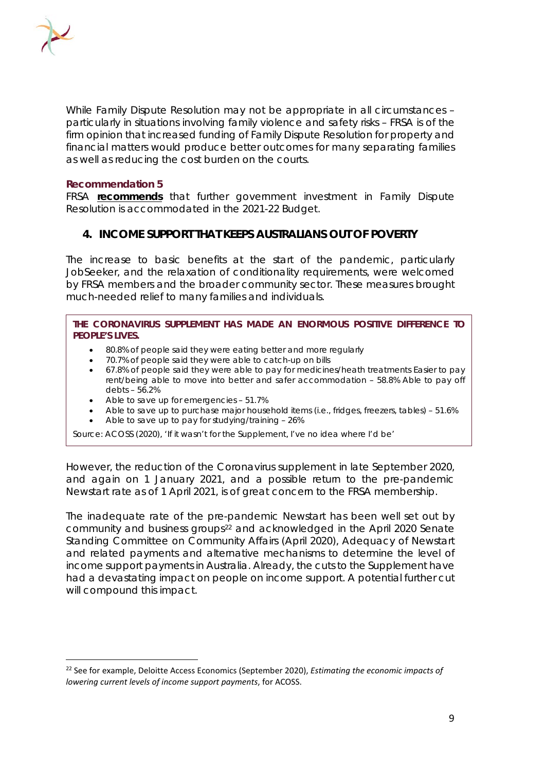While Family Dispute Resolution may not be appropriate in all circumstances – particularly in situations involving family violence and safety risks – FRSA is of the firm opinion that increased funding of Family Dispute Resolution for property and financial matters would produce better outcomes for many separating families as well as reducing the cost burden on the courts.

**Recommendation 5**

FRSA **recommends** that further government investment in Family Dispute Resolution is accommodated in the 2021-22 Budget.

## 4. INCOME SUPPORT THAT KEEPS AUSTRALIANS OUT OF POVERTY

The increase to basic benefits at the start of the pandemic, particularly JobSeeker, and the relaxation of conditionality requirements, were welcomed by FRSA members and the broader community sector. These measures brought much-needed relief to many families and individuals.

**THE CORONAVIRUS SUPPLEMENT HAS MADE AN ENORMOUS POSITIVE DIFFERENCE TO PEOPLE'S LIVES.**

- 80.8% of people said they were eating better and more regularly
- 70.7% of people said they were able to catch-up on bills
- 67.8% of people said they were able to pay for medicines/heath treatments Easier to pay rent/being able to move into better and safer accommodation – 58.8% Able to pay off debts – 56.2%
- Able to save up for emergencies – 51.7%
- Able to save up to purchase major household items (i.e., fridges, freezers, tables) – 51.6%
- Able to save up to pay for studying/training – 26%

Source: ACOSS (2020), 'If it wasn't for the Supplement, I've no idea where I'd be'

However, the reduction of the Coronavirus supplement in late September 2020, and again on 1 January 2021, and a possible return to the pre-pandemic Newstart rate as of 1 April 2021, is of great concern to the FRSA membership.

The inadequate rate of the pre-pandemic Newstart has been well set out by community and business groups[22] and acknowledged in the April 2020 Senate Standing Committee on Community Affairs (April 2020), Adequacy of Newstart and related payments and alternative mechanisms to determine the level of income support payments in Australia. Already, the cuts to the Supplement have had a devastating impact on people on income support. A potential further cut will compound this impact.

[22] See for example, Deloitte Access Economics (September 2020), *Estimating the economic impacts of lowering current levels of income support payments*, for ACOSS.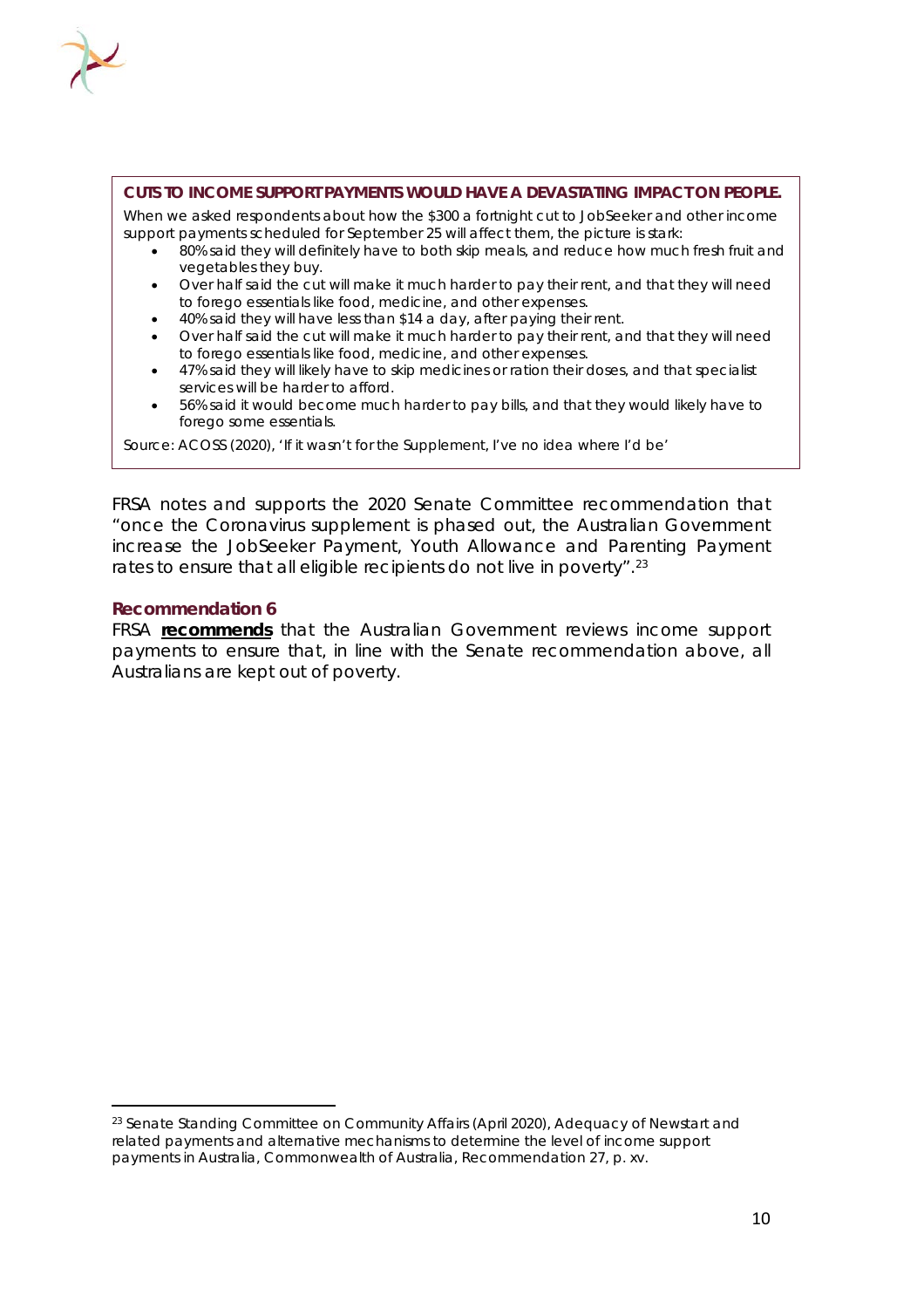**CUTS TO INCOME SUPPORT PAYMENTS WOULD HAVE A DEVASTATING IMPACT ON PEOPLE.**

When we asked respondents about how the $300 a fortnight cut to JobSeeker and other income support payments scheduled for September 25 will affect them, the picture is stark:

- 80% said they will definitely have to both skip meals, and reduce how much fresh fruit and vegetables they buy.
- Over half said the cut will make it much harder to pay their rent, and that they will need to forego essentials like food, medicine, and other expenses.
- 40% said they will have less than $14 a day, after paying their rent.
- Over half said the cut will make it much harder to pay their rent, and that they will need to forego essentials like food, medicine, and other expenses.
- 47% said they will likely have to skip medicines or ration their doses, and that specialist services will be harder to afford.
- 56% said it would become much harder to pay bills, and that they would likely have to forego some essentials.

Source: ACOSS (2020), 'If it wasn't for the Supplement, I've no idea where I'd be'

FRSA notes and supports the 2020 Senate Committee recommendation that "once the Coronavirus supplement is phased out, the Australian Government increase the JobSeeker Payment, Youth Allowance and Parenting Payment rates to ensure that all eligible recipients do not live in poverty".[23]

### Recommendation 6

FRSA **recommends** that the Australian Government reviews income support payments to ensure that, in line with the Senate recommendation above, all Australians are kept out of poverty.

---

[23] Senate Standing Committee on Community Affairs (April 2020), Adequacy of Newstart and related payments and alternative mechanisms to determine the level of income support payments in Australia, Commonwealth of Australia, Recommendation 27, p. xv.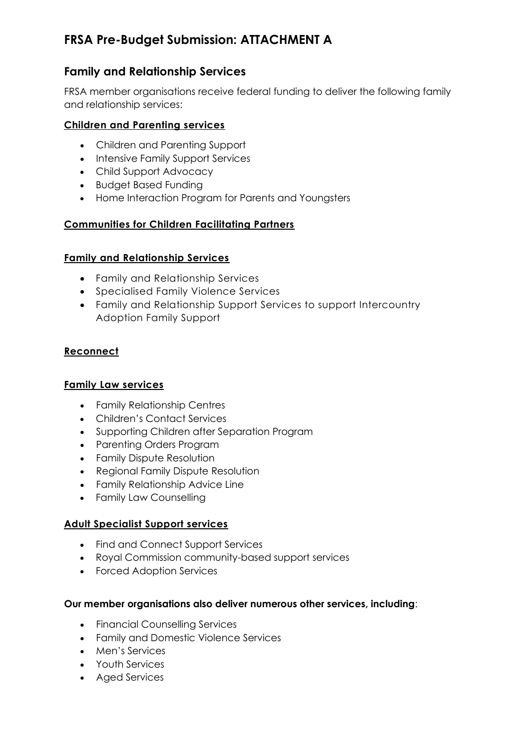# FRSA Pre-Budget Submission: ATTACHMENT A

## Family and Relationship Services

FRSA member organisations receive federal funding to deliver the following family and relationship services:

**Children and Parenting services**

- Children and Parenting Support
- Intensive Family Support Services
- Child Support Advocacy
- Budget Based Funding
- Home Interaction Program for Parents and Youngsters

**Communities for Children Facilitating Partners**

**Family and Relationship Services**

- Family and Relationship Services
- Specialised Family Violence Services
- Family and Relationship Support Services to support Intercountry Adoption Family Support

**Reconnect**

**Family Law services**

- Family Relationship Centres
- Children's Contact Services
- Supporting Children after Separation Program
- Parenting Orders Program
- Family Dispute Resolution
- Regional Family Dispute Resolution
- Family Relationship Advice Line
- Family Law Counselling

**Adult Specialist Support services**

- Find and Connect Support Services
- Royal Commission community-based support services
- Forced Adoption Services

**Our member organisations also deliver numerous other services, including**:

- Financial Counselling Services
- Family and Domestic Violence Services
- Men's Services
- Youth Services
- Aged Services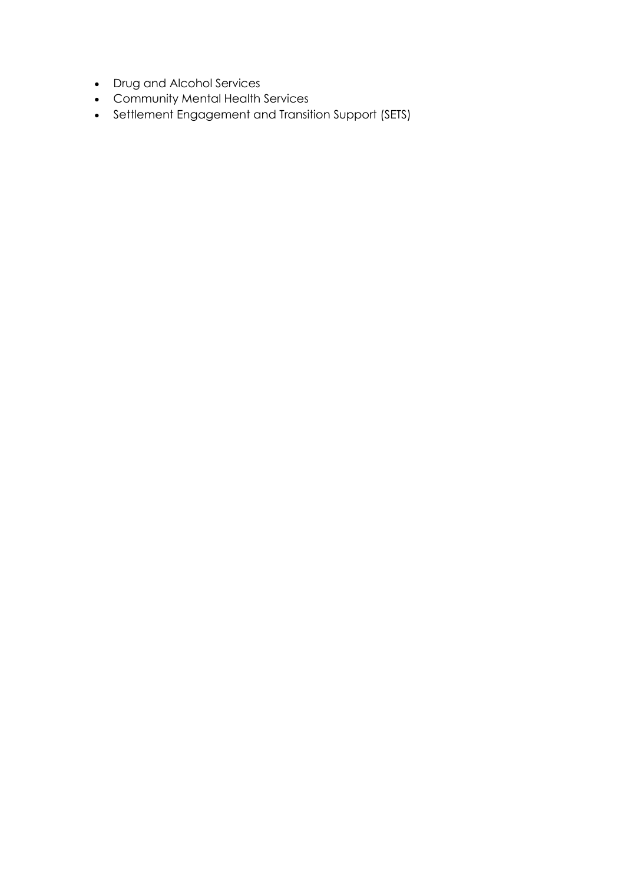- Drug and Alcohol Services
- Community Mental Health Services
- Settlement Engagement and Transition Support (SETS)